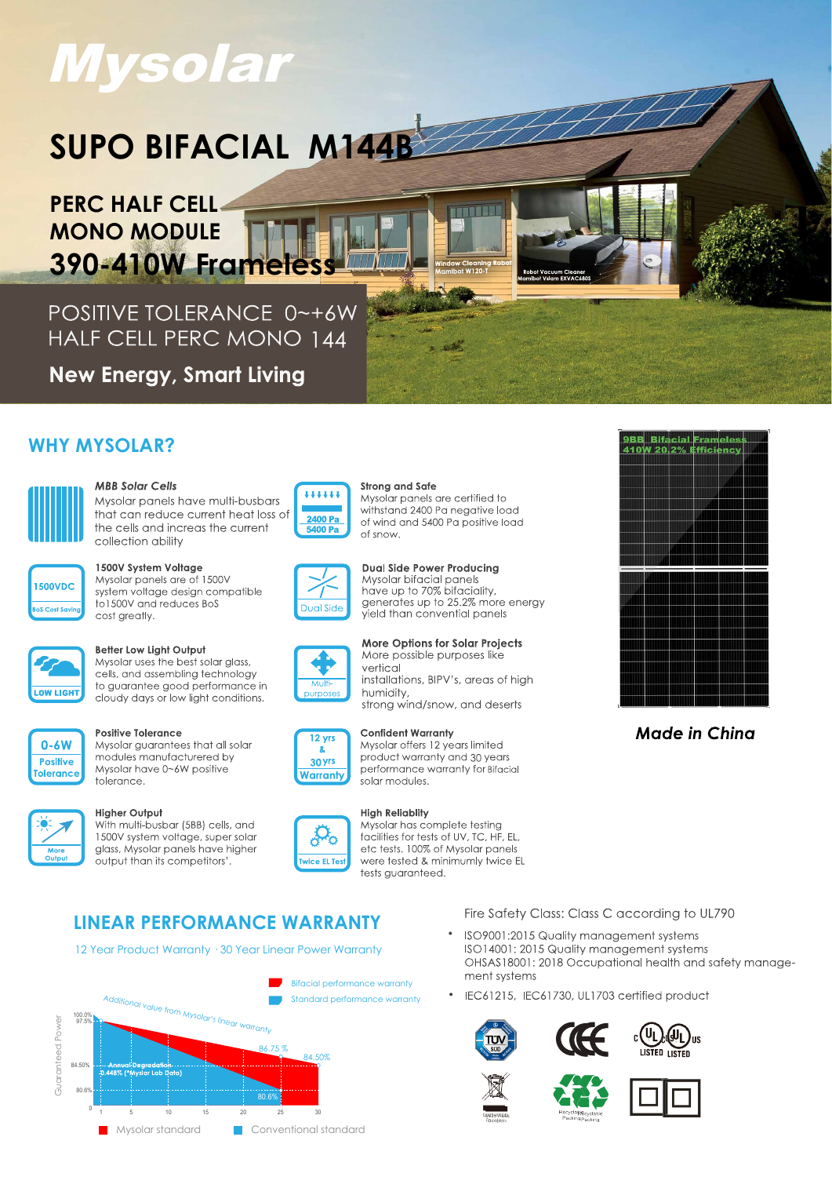# Mysolar

# SUPO BIFACIAL M144B

## PERC HALF CELL MONO MODULE

## 390-410W Frameless

POSITIVE TOLERANCE 0~+6W
HALF CELL PERC MONO 144

**New Energy, Smart Living**

## WHY MYSOLAR?

***MBB Solar Cells***
Mysolar panels have multi-busbars that can reduce current heat loss of the cells and increas the current collection ability

**Strong and Safe**
Mysolar panels are certified to withstand 2400 Pa negative load of wind and 5400 Pa positive load of snow.

**1500V System Voltage**
Mysolar panels are of 1500V system voltage design compatible to1500V and reduces BoS cost greatly.

**Dual Side Power Producing**
Mysolar bifacial panels have up to 70% bifaciality, generates up to 25.2% more energy yield than convential panels

**Better Low Light Output**
Mysolar uses the best solar glass, cells, and assembling technology to guarantee good performance in cloudy days or low light conditions.

**More Options for Solar Projects**
More possible purposes like vertical installations, BIPV's, areas of high humidity, strong wind/snow, and deserts

**Positive Tolerance**
Mysolar guarantees that all solar modules manufacturered by Mysolar have 0~6W positive tolerance.

**Confident Warranty**
Mysolar offers 12 years limited product warranty and 30 years performance warranty for Bifacial solar modules.

**Higher Output**
With multi-busbar (5BB) cells, and 1500V system voltage, super solar glass, Mysolar panels have higher output than its competitors'.

**High Reliablity**
Mysolar has complete testing facilities for tests of UV, TC, HF, EL, etc tests. 100% of Mysolar panels were tested & minimumly twice EL tests guaranteed.

9BB Bifacial Frameless
410W 20.2% Efficiency

***Made in China***

## LINEAR PERFORMANCE WARRANTY

12 Year Product Warranty · 30 Year Linear Power Warranty

- Bifacial performance warranty
- Standard performance warranty

Additional value from Mysolar's linear warranty

Guaranteed Power: 100.0%, 97.5%, 86.75%, 84.50%, 80.6%
Annual Degradation 0.448% (*Mysolar Lab Data)
Years: 0, 1, 5, 10, 15, 20, 25, 30

Mysolar standard · Conventional standard

Fire Safety Class: Class C according to UL790

- ISO9001:2015 Quality management systems
  ISO14001: 2015 Quality management systems
  OHSAS18001: 2018 Occupational health and safety management systems
- IEC61215, IEC61730, UL1703 certified product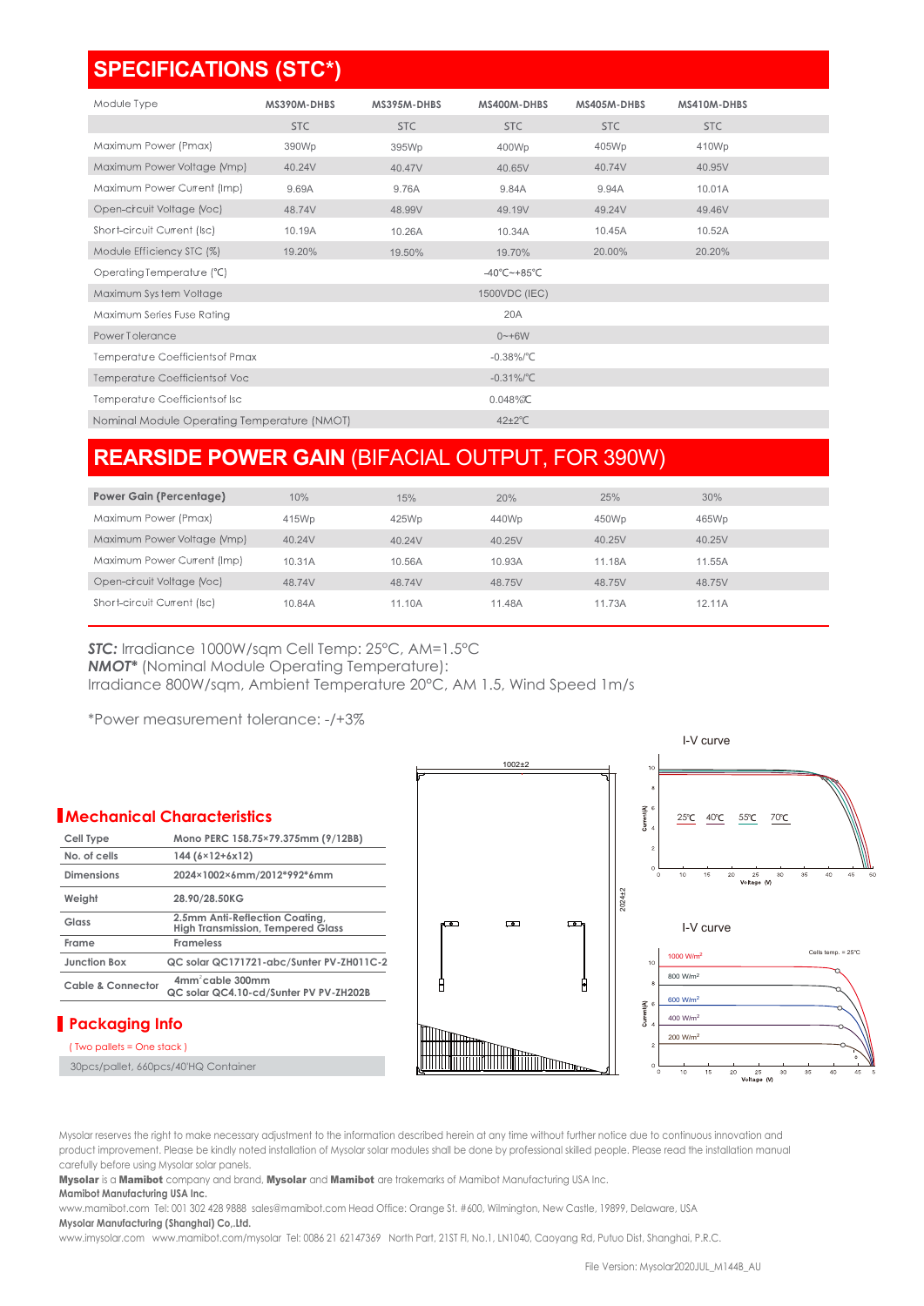# SPECIFICATIONS (STC*)

| Module Type | MS390M-DHBS | MS395M-DHBS | MS400M-DHBS | MS405M-DHBS | MS410M-DHBS |
|---|---|---|---|---|---|
| | STC | STC | STC | STC | STC |
| Maximum Power (Pmax) | 390Wp | 395Wp | 400Wp | 405Wp | 410Wp |
| Maximum Power Voltage (Vmp) | 40.24V | 40.47V | 40.65V | 40.74V | 40.95V |
| Maximum Power Current (Imp) | 9.69A | 9.76A | 9.84A | 9.94A | 10.01A |
| Open-circuit Voltage (Voc) | 48.74V | 48.99V | 49.19V | 49.24V | 49.46V |
| Short-circuit Current (Isc) | 10.19A | 10.26A | 10.34A | 10.45A | 10.52A |
| Module Efficiency STC (%) | 19.20% | 19.50% | 19.70% | 20.00% | 20.20% |
| Operating Temperature (℃) | | | -40℃~+85℃ | | |
| Maximum System Voltage | | | 1500VDC (IEC) | | |
| Maximum Series Fuse Rating | | | 20A | | |
| Power Tolerance | | | 0~+6W | | |
| Temperature Coefficients of Pmax | | | -0.38%/℃ | | |
| Temperature Coefficients of Voc | | | -0.31%/℃ | | |
| Temperature Coefficients of Isc | | | 0.048%℃ | | |
| Nominal Module Operating Temperature (NMOT) | | | 42±2℃ | | |

# REARSIDE POWER GAIN (BIFACIAL OUTPUT, FOR 390W)

| Power Gain (Percentage) | 10% | 15% | 20% | 25% | 30% |
|---|---|---|---|---|---|
| Maximum Power (Pmax) | 415Wp | 425Wp | 440Wp | 450Wp | 465Wp |
| Maximum Power Voltage (Vmp) | 40.24V | 40.24V | 40.25V | 40.25V | 40.25V |
| Maximum Power Current (Imp) | 10.31A | 10.56A | 10.93A | 11.18A | 11.55A |
| Open-circuit Voltage (Voc) | 48.74V | 48.74V | 48.75V | 48.75V | 48.75V |
| Short-circuit Current (Isc) | 10.84A | 11.10A | 11.48A | 11.73A | 12.11A |

***STC:*** Irradiance 1000W/sqm Cell Temp: 25°C, AM=1.5°C
***NMOT**** (Nominal Module Operating Temperature):
Irradiance 800W/sqm, Ambient Temperature 20°C, AM 1.5, Wind Speed 1m/s

*Power measurement tolerance: -/+3%

## Mechanical Characteristics

| | |
|---|---|
| Cell Type | Mono PERC 158.75×79.375mm (9/12BB) |
| No. of cells | 144 (6×12+6x12) |
| Dimensions | 2024×1002×6mm/2012*992*6mm |
| Weight | 28.90/28.50KG |
| Glass | 2.5mm Anti-Reflection Coating, High Transmission, Tempered Glass |
| Frame | Frameless |
| Junction Box | QC solar QC171721-abc/Sunter PV-ZH011C-2 |
| Cable & Connector | 4mm² cable 300mm QC solar QC4.10-cd/Sunter PV PV-ZH202B |

## Packaging Info

( Two pallets = One stack )

30pcs/pallet, 660pcs/40'HQ Container

1002±2

2024±2

I-V curve

Current(A)

Voltage (V)

25℃ 40℃ 55℃ 70℃

I-V curve

Cells temp. = 25°C

1000 W/m²
800 W/m²
600 W/m²
400 W/m²
200 W/m²

Current(A)

Voltage (V)

Mysolar reserves the right to make necessary adjustment to the information described herein at any time without further notice due to continuous innovation and product improvement. Please be kindly noted installation of Mysolar solar modules shall be done by professional skilled people. Please read the installation manual carefully before using Mysolar solar panels.

**Mysolar** is a **Mamibot** company and brand, **Mysolar** and **Mamibot** are trakemarks of Mamibot Manufacturing USA Inc.

**Mamibot Manufacturing USA Inc.**

www.mamibot.com Tel: 001 302 428 9888 sales@mamibot.com Head Office: Orange St. #600, Wilmington, New Castle, 19899, Delaware, USA

**Mysolar Manufacturing (Shanghai) Co,.Ltd.**

www.imysolar.com www.mamibot.com/mysolar Tel: 0086 21 62147369 North Part, 21ST Fl, No.1, LN1040, Caoyang Rd, Putuo Dist, Shanghai, P.R.C.

File Version: Mysolar2020JUL_M144B_AU